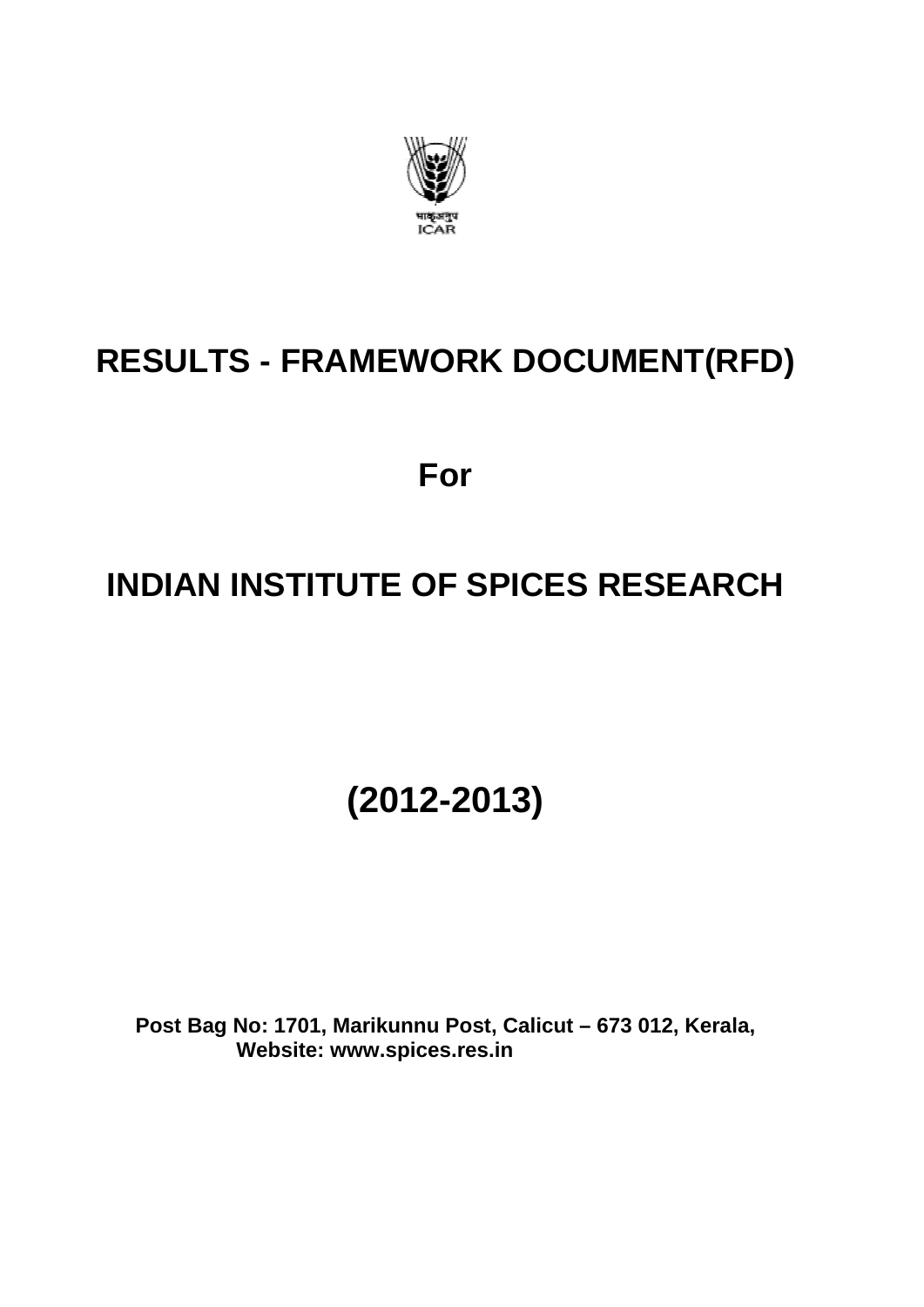भाकृअनुप
ICAR

# RESULTS - FRAMEWORK DOCUMENT(RFD)

## For

# INDIAN INSTITUTE OF SPICES RESEARCH

## (2012-2013)

**Post Bag No: 1701, Marikunnu Post, Calicut – 673 012, Kerala,**
**Website: www.spices.res.in**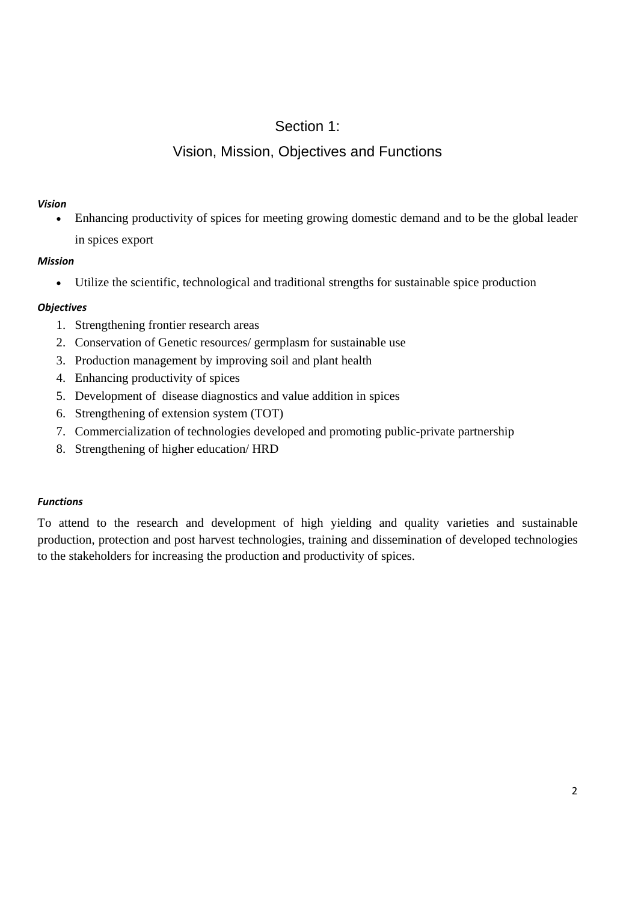# Section 1:

## Vision, Mission, Objectives and Functions

***Vision***

- Enhancing productivity of spices for meeting growing domestic demand and to be the global leader in spices export

***Mission***

- Utilize the scientific, technological and traditional strengths for sustainable spice production

***Objectives***

1. Strengthening frontier research areas
2. Conservation of Genetic resources/ germplasm for sustainable use
3. Production management by improving soil and plant health
4. Enhancing productivity of spices
5. Development of disease diagnostics and value addition in spices
6. Strengthening of extension system (TOT)
7. Commercialization of technologies developed and promoting public-private partnership
8. Strengthening of higher education/ HRD

***Functions***

To attend to the research and development of high yielding and quality varieties and sustainable production, protection and post harvest technologies, training and dissemination of developed technologies to the stakeholders for increasing the production and productivity of spices.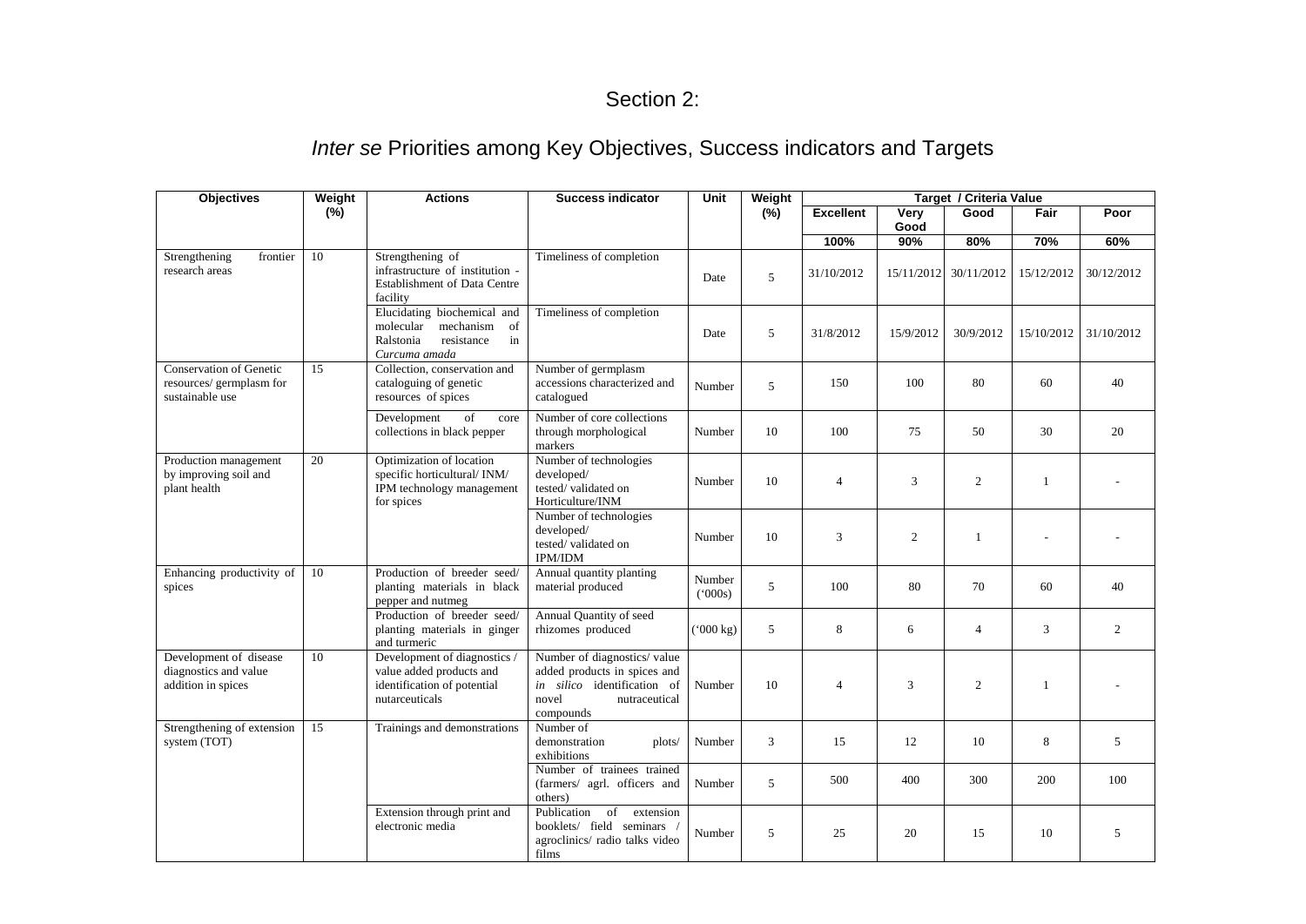# Section 2:

## *Inter se* Priorities among Key Objectives, Success indicators and Targets

| Objectives | Weight (%) | Actions | Success indicator | Unit | Weight (%) | Target / Criteria Value | | | | |
|---|---|---|---|---|---|---|---|---|---|---|
| | | | | | | Excellent | Very Good | Good | Fair | Poor |
| | | | | | | 100% | 90% | 80% | 70% | 60% |
| Strengthening frontier research areas | 10 | Strengthening of infrastructure of institution - Establishment of Data Centre facility | Timeliness of completion | Date | 5 | 31/10/2012 | 15/11/2012 | 30/11/2012 | 15/12/2012 | 30/12/2012 |
| | | Elucidating biochemical and molecular mechanism of Ralstonia resistance in *Curcuma amada* | Timeliness of completion | Date | 5 | 31/8/2012 | 15/9/2012 | 30/9/2012 | 15/10/2012 | 31/10/2012 |
| Conservation of Genetic resources/ germplasm for sustainable use | 15 | Collection, conservation and cataloguing of genetic resources of spices | Number of germplasm accessions characterized and catalogued | Number | 5 | 150 | 100 | 80 | 60 | 40 |
| | | Development of core collections in black pepper | Number of core collections through morphological markers | Number | 10 | 100 | 75 | 50 | 30 | 20 |
| Production management by improving soil and plant health | 20 | Optimization of location specific horticultural/ INM/ IPM technology management for spices | Number of technologies developed/ tested/ validated on Horticulture/INM | Number | 10 | 4 | 3 | 2 | 1 | - |
| | | | Number of technologies developed/ tested/ validated on IPM/IDM | Number | 10 | 3 | 2 | 1 | - | - |
| Enhancing productivity of spices | 10 | Production of breeder seed/ planting materials in black pepper and nutmeg | Annual quantity planting material produced | Number ('000s) | 5 | 100 | 80 | 70 | 60 | 40 |
| | | Production of breeder seed/ planting materials in ginger and turmeric | Annual Quantity of seed rhizomes produced | ('000 kg) | 5 | 8 | 6 | 4 | 3 | 2 |
| Development of disease diagnostics and value addition in spices | 10 | Development of diagnostics / value added products and identification of potential nutarceuticals | Number of diagnostics/ value added products in spices and *in silico* identification of novel nutraceutical compounds | Number | 10 | 4 | 3 | 2 | 1 | - |
| Strengthening of extension system (TOT) | 15 | Trainings and demonstrations | Number of demonstration plots/ exhibitions | Number | 3 | 15 | 12 | 10 | 8 | 5 |
| | | | Number of trainees trained (farmers/ agrl. officers and others) | Number | 5 | 500 | 400 | 300 | 200 | 100 |
| | | Extension through print and electronic media | Publication of extension booklets/ field seminars / agroclinics/ radio talks video films | Number | 5 | 25 | 20 | 15 | 10 | 5 |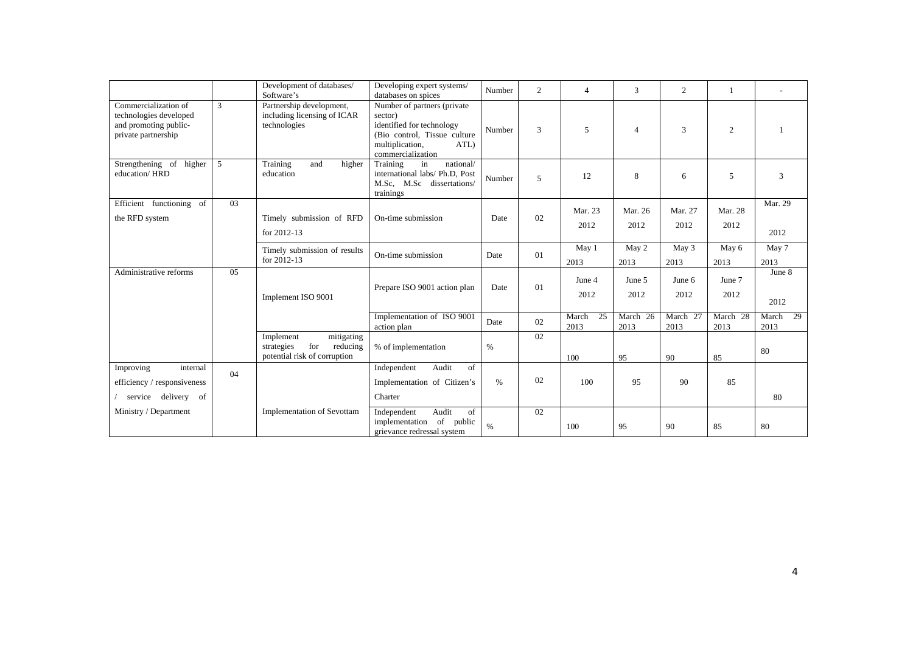| | | | | | | | | | | |
|---|---|---|---|---|---|---|---|---|---|---|
| | | Development of databases/ Software's | Developing expert systems/ databases on spices | Number | 2 | 4 | 3 | 2 | 1 | - |
| Commercialization of technologies developed and promoting public-private partnership | 3 | Partnership development, including licensing of ICAR technologies | Number of partners (private sector) identified for technology (Bio control, Tissue culture multiplication, ATL) commercialization | Number | 3 | 5 | 4 | 3 | 2 | 1 |
| Strengthening of higher education/ HRD | 5 | Training and higher education | Training in national/ international labs/ Ph.D, Post M.Sc, M.Sc dissertations/ trainings | Number | 5 | 12 | 8 | 6 | 5 | 3 |
| Efficient functioning of the RFD system | 03 | Timely submission of RFD for 2012-13 | On-time submission | Date | 02 | Mar. 23 2012 | Mar. 26 2012 | Mar. 27 2012 | Mar. 28 2012 | Mar. 29 2012 |
| | | Timely submission of results for 2012-13 | On-time submission | Date | 01 | May 1 2013 | May 2 2013 | May 3 2013 | May 6 2013 | May 7 2013 |
| Administrative reforms | 05 | Implement ISO 9001 | Prepare ISO 9001 action plan | Date | 01 | June 4 2012 | June 5 2012 | June 6 2012 | June 7 2012 | June 8 2012 |
| | | | Implementation of ISO 9001 action plan | Date | 02 | March 25 2013 | March 26 2013 | March 27 2013 | March 28 2013 | March 29 2013 |
| | | Implement mitigating strategies for reducing potential risk of corruption | % of implementation | % | 02 | 100 | 95 | 90 | 85 | 80 |
| Improving internal efficiency / responsiveness / service delivery of Ministry / Department | 04 | Implementation of Sevottam | Independent Audit of Implementation of Citizen's Charter | % | 02 | 100 | 95 | 90 | 85 | 80 |
| | | | Independent Audit of implementation of public grievance redressal system | % | 02 | 100 | 95 | 90 | 85 | 80 |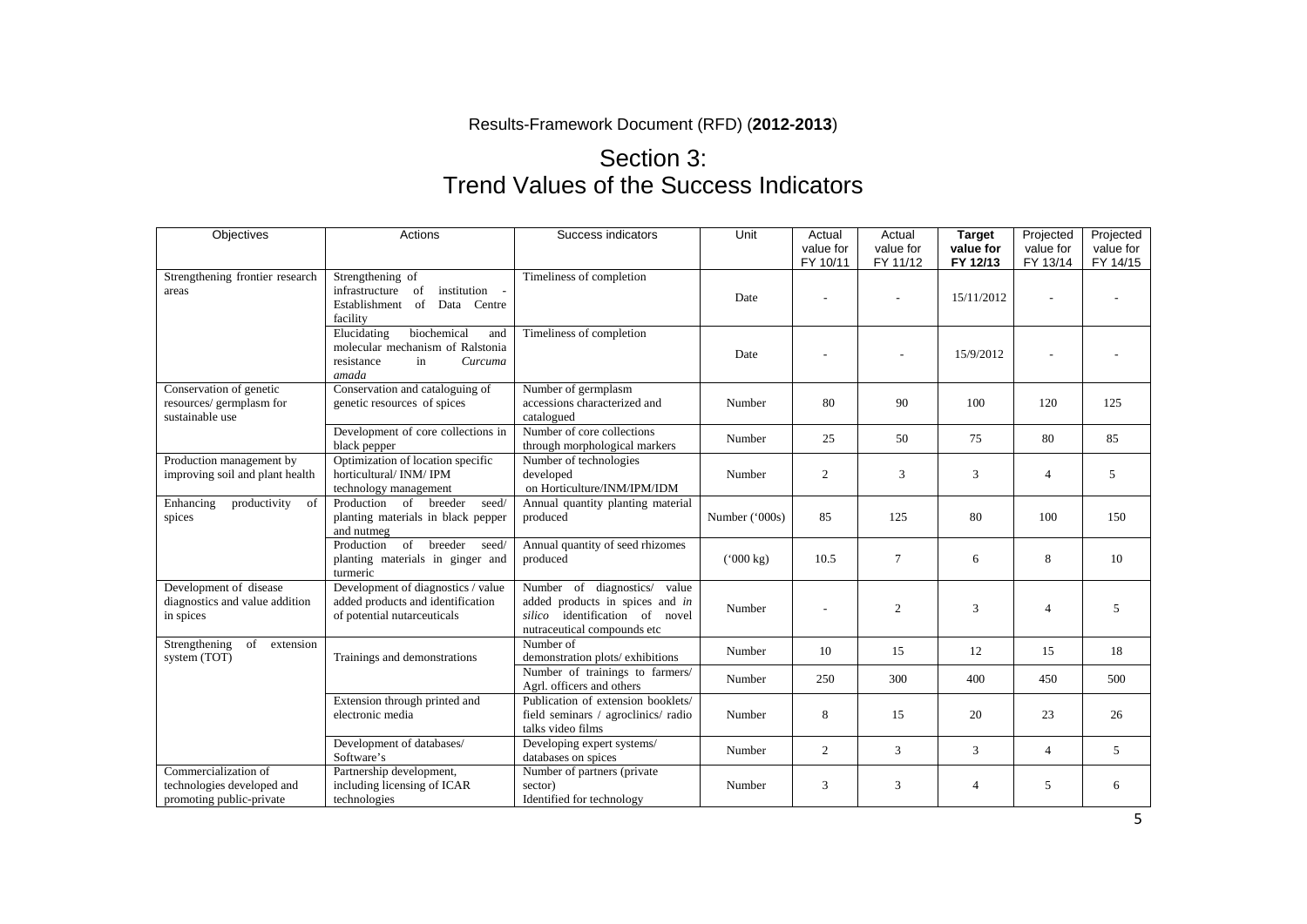Results-Framework Document (RFD) (**2012-2013**)

## Section 3:
## Trend Values of the Success Indicators

| Objectives | Actions | Success indicators | Unit | Actual value for FY 10/11 | Actual value for FY 11/12 | **Target value for FY 12/13** | Projected value for FY 13/14 | Projected value for FY 14/15 |
|---|---|---|---|---|---|---|---|---|
| Strengthening frontier research areas | Strengthening of infrastructure of institution - Establishment of Data Centre facility | Timeliness of completion | Date | - | - | 15/11/2012 | - | - |
| | Elucidating biochemical and molecular mechanism of Ralstonia resistance in *Curcuma amada* | Timeliness of completion | Date | - | - | 15/9/2012 | - | - |
| Conservation of genetic resources/ germplasm for sustainable use | Conservation and cataloguing of genetic resources of spices | Number of germplasm accessions characterized and catalogued | Number | 80 | 90 | 100 | 120 | 125 |
| | Development of core collections in black pepper | Number of core collections through morphological markers | Number | 25 | 50 | 75 | 80 | 85 |
| Production management by improving soil and plant health | Optimization of location specific horticultural/ INM/ IPM technology management | Number of technologies developed on Horticulture/INM/IPM/IDM | Number | 2 | 3 | 3 | 4 | 5 |
| Enhancing productivity of spices | Production of breeder seed/ planting materials in black pepper and nutmeg | Annual quantity planting material produced | Number ('000s) | 85 | 125 | 80 | 100 | 150 |
| | Production of breeder seed/ planting materials in ginger and turmeric | Annual quantity of seed rhizomes produced | ('000 kg) | 10.5 | 7 | 6 | 8 | 10 |
| Development of disease diagnostics and value addition in spices | Development of diagnostics / value added products and identification of potential nutarceuticals | Number of diagnostics/ value added products in spices and *in silico* identification of novel nutraceutical compounds etc | Number | - | 2 | 3 | 4 | 5 |
| Strengthening of extension system (TOT) | Trainings and demonstrations | Number of demonstration plots/ exhibitions | Number | 10 | 15 | 12 | 15 | 18 |
| | | Number of trainings to farmers/ Agrl. officers and others | Number | 250 | 300 | 400 | 450 | 500 |
| | Extension through printed and electronic media | Publication of extension booklets/ field seminars / agroclinics/ radio talks video films | Number | 8 | 15 | 20 | 23 | 26 |
| | Development of databases/ Software's | Developing expert systems/ databases on spices | Number | 2 | 3 | 3 | 4 | 5 |
| Commercialization of technologies developed and promoting public-private | Partnership development, including licensing of ICAR technologies | Number of partners (private sector) Identified for technology | Number | 3 | 3 | 4 | 5 | 6 |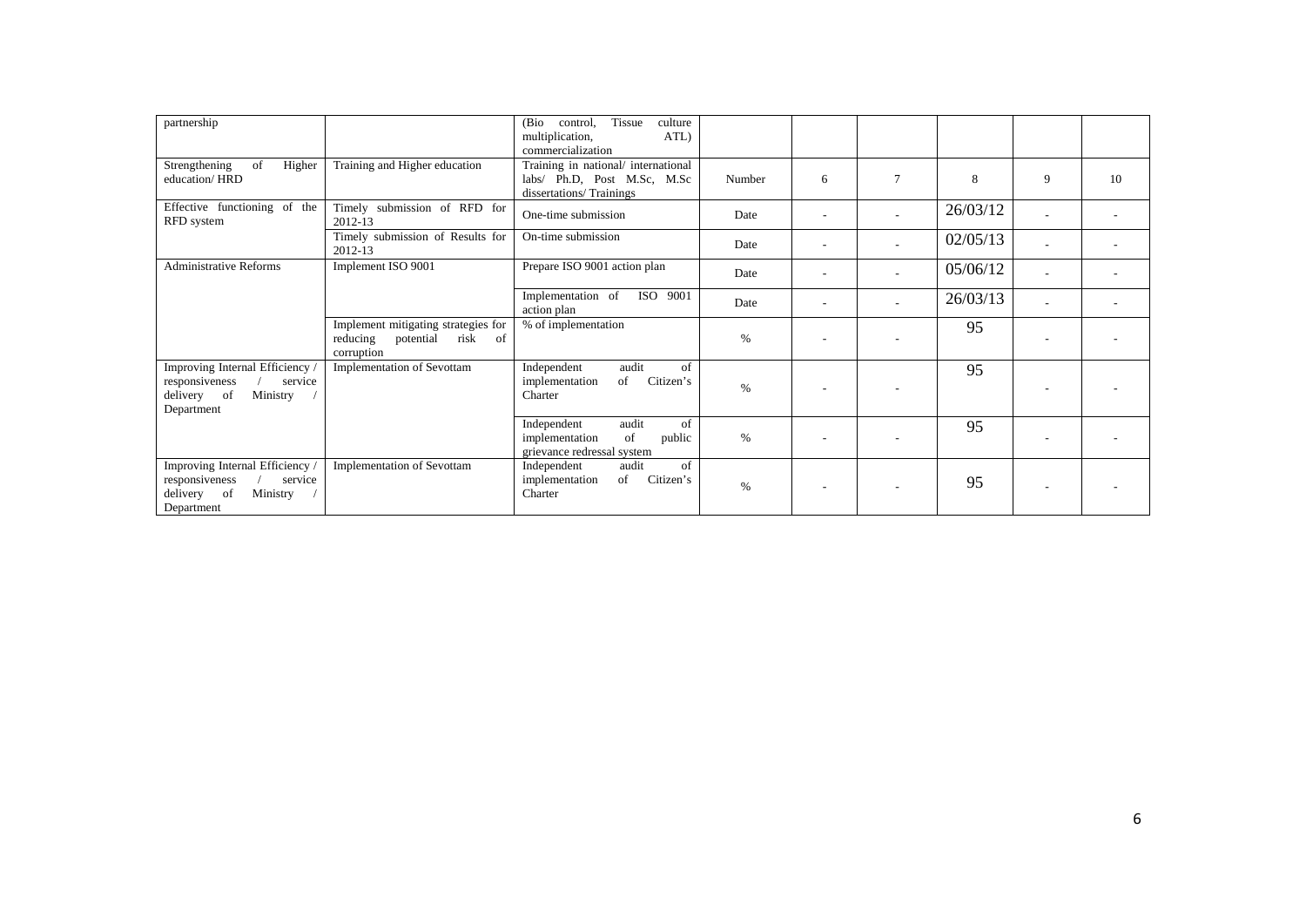| partnership | | (Bio control, Tissue culture multiplication, ATL) commercialization | | | | | | |
|---|---|---|---|---|---|---|---|---|
| Strengthening of Higher education/ HRD | Training and Higher education | Training in national/ international labs/ Ph.D, Post M.Sc, M.Sc dissertations/ Trainings | Number | 6 | 7 | 8 | 9 | 10 |
| Effective functioning of the RFD system | Timely submission of RFD for 2012-13 | One-time submission | Date | - | - | 26/03/12 | - | - |
| | Timely submission of Results for 2012-13 | On-time submission | Date | - | - | 02/05/13 | - | - |
| Administrative Reforms | Implement ISO 9001 | Prepare ISO 9001 action plan | Date | - | - | 05/06/12 | - | - |
| | | Implementation of ISO 9001 action plan | Date | - | - | 26/03/13 | - | - |
| | Implement mitigating strategies for reducing potential risk of corruption | % of implementation | % | - | - | 95 | - | - |
| Improving Internal Efficiency / responsiveness / service delivery of Ministry / Department | Implementation of Sevottam | Independent audit of implementation of Citizen's Charter | % | - | - | 95 | - | - |
| | | Independent audit of implementation of public grievance redressal system | % | - | - | 95 | - | - |
| Improving Internal Efficiency / responsiveness / service delivery of Ministry / Department | Implementation of Sevottam | Independent audit of implementation of Citizen's Charter | % | - | - | 95 | - | - |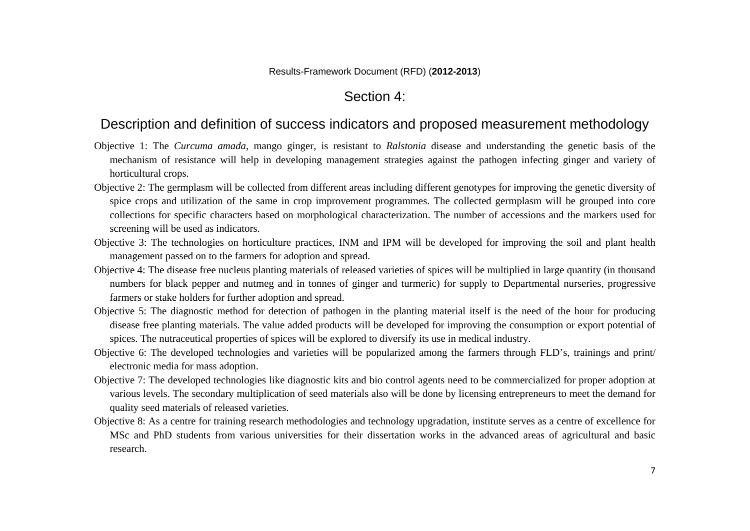Results-Framework Document (RFD) (**2012-2013**)

# Section 4:

## Description and definition of success indicators and proposed measurement methodology

Objective 1: The *Curcuma amada*, mango ginger, is resistant to *Ralstonia* disease and understanding the genetic basis of the mechanism of resistance will help in developing management strategies against the pathogen infecting ginger and variety of horticultural crops.

Objective 2: The germplasm will be collected from different areas including different genotypes for improving the genetic diversity of spice crops and utilization of the same in crop improvement programmes. The collected germplasm will be grouped into core collections for specific characters based on morphological characterization. The number of accessions and the markers used for screening will be used as indicators.

Objective 3: The technologies on horticulture practices, INM and IPM will be developed for improving the soil and plant health management passed on to the farmers for adoption and spread.

Objective 4: The disease free nucleus planting materials of released varieties of spices will be multiplied in large quantity (in thousand numbers for black pepper and nutmeg and in tonnes of ginger and turmeric) for supply to Departmental nurseries, progressive farmers or stake holders for further adoption and spread.

Objective 5: The diagnostic method for detection of pathogen in the planting material itself is the need of the hour for producing disease free planting materials. The value added products will be developed for improving the consumption or export potential of spices. The nutraceutical properties of spices will be explored to diversify its use in medical industry.

Objective 6: The developed technologies and varieties will be popularized among the farmers through FLD's, trainings and print/ electronic media for mass adoption.

Objective 7: The developed technologies like diagnostic kits and bio control agents need to be commercialized for proper adoption at various levels. The secondary multiplication of seed materials also will be done by licensing entrepreneurs to meet the demand for quality seed materials of released varieties.

Objective 8: As a centre for training research methodologies and technology upgradation, institute serves as a centre of excellence for MSc and PhD students from various universities for their dissertation works in the advanced areas of agricultural and basic research.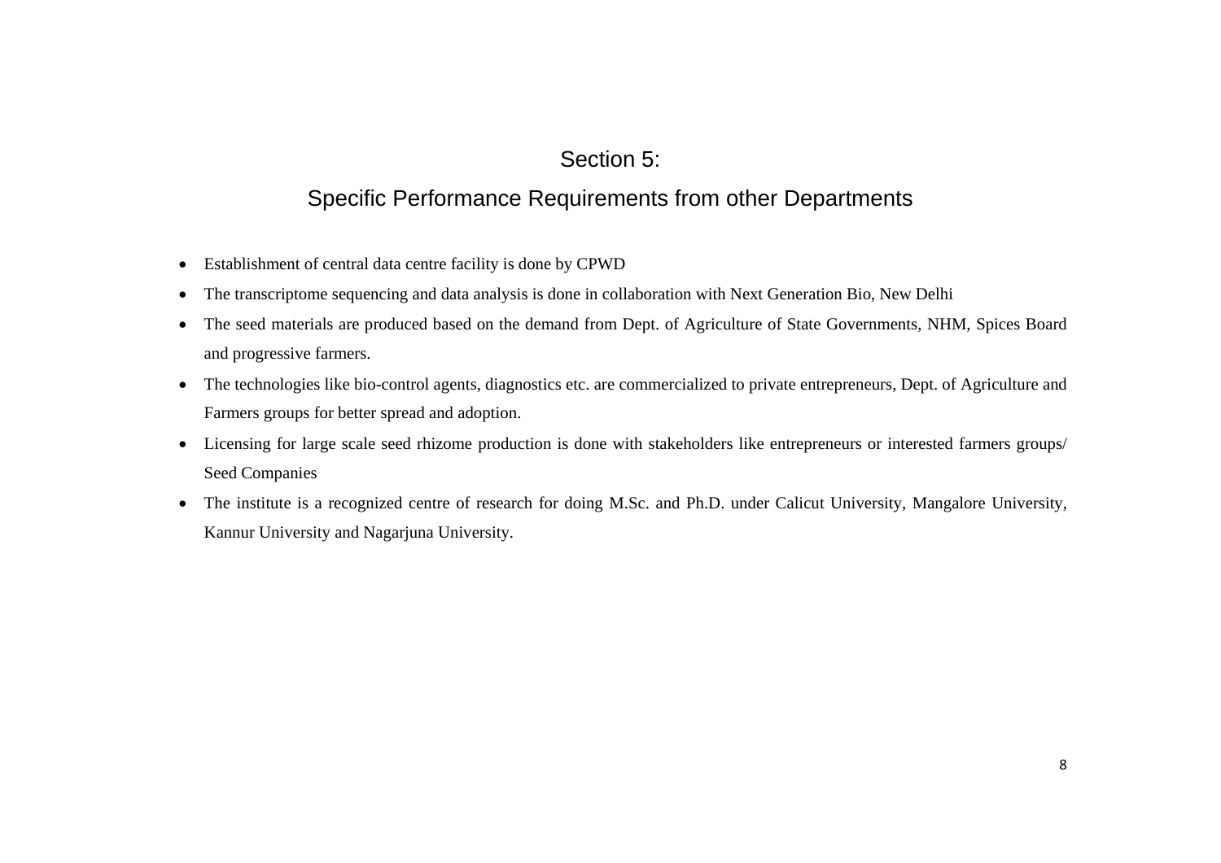# Section 5:

## Specific Performance Requirements from other Departments

- Establishment of central data centre facility is done by CPWD
- The transcriptome sequencing and data analysis is done in collaboration with Next Generation Bio, New Delhi
- The seed materials are produced based on the demand from Dept. of Agriculture of State Governments, NHM, Spices Board and progressive farmers.
- The technologies like bio-control agents, diagnostics etc. are commercialized to private entrepreneurs, Dept. of Agriculture and Farmers groups for better spread and adoption.
- Licensing for large scale seed rhizome production is done with stakeholders like entrepreneurs or interested farmers groups/ Seed Companies
- The institute is a recognized centre of research for doing M.Sc. and Ph.D. under Calicut University, Mangalore University, Kannur University and Nagarjuna University.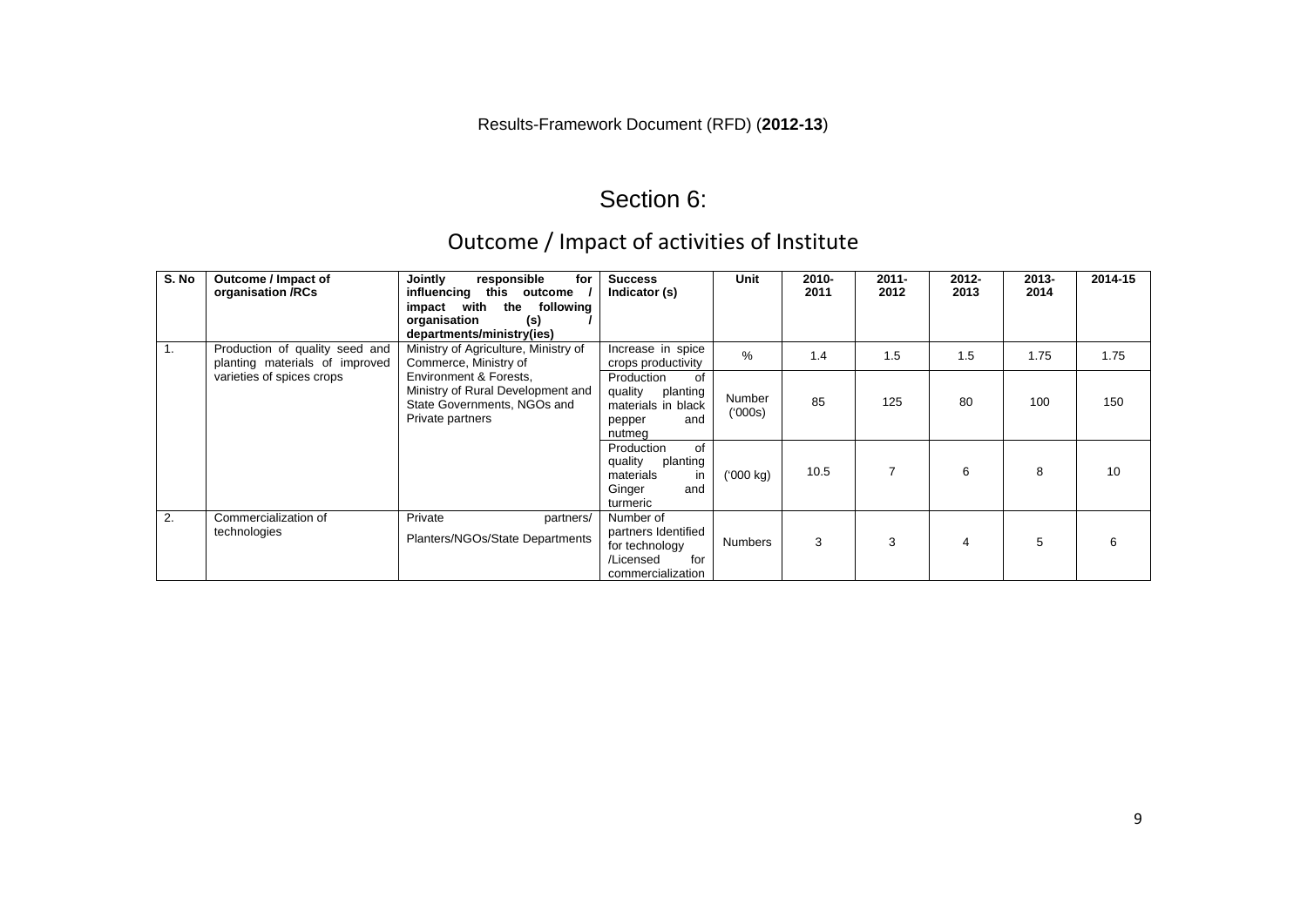Results-Framework Document (RFD) (**2012-13**)

# Section 6:

## Outcome / Impact of activities of Institute

| S. No | Outcome / Impact of organisation /RCs | Jointly responsible for influencing this outcome / impact with the following organisation (s) / departments/ministry(ies) | Success Indicator (s) | Unit | 2010-2011 | 2011-2012 | 2012-2013 | 2013-2014 | 2014-15 |
|---|---|---|---|---|---|---|---|---|---|
| 1. | Production of quality seed and planting materials of improved varieties of spices crops | Ministry of Agriculture, Ministry of Commerce, Ministry of Environment & Forests, Ministry of Rural Development and State Governments, NGOs and Private partners | Increase in spice crops productivity | % | 1.4 | 1.5 | 1.5 | 1.75 | 1.75 |
| | | | Production of quality planting materials in black pepper and nutmeg | Number ('000s) | 85 | 125 | 80 | 100 | 150 |
| | | | Production of quality planting materials in Ginger and turmeric | ('000 kg) | 10.5 | 7 | 6 | 8 | 10 |
| 2. | Commercialization of technologies | Private partners/ Planters/NGOs/State Departments | Number of partners Identified for technology /Licensed for commercialization | Numbers | 3 | 3 | 4 | 5 | 6 |